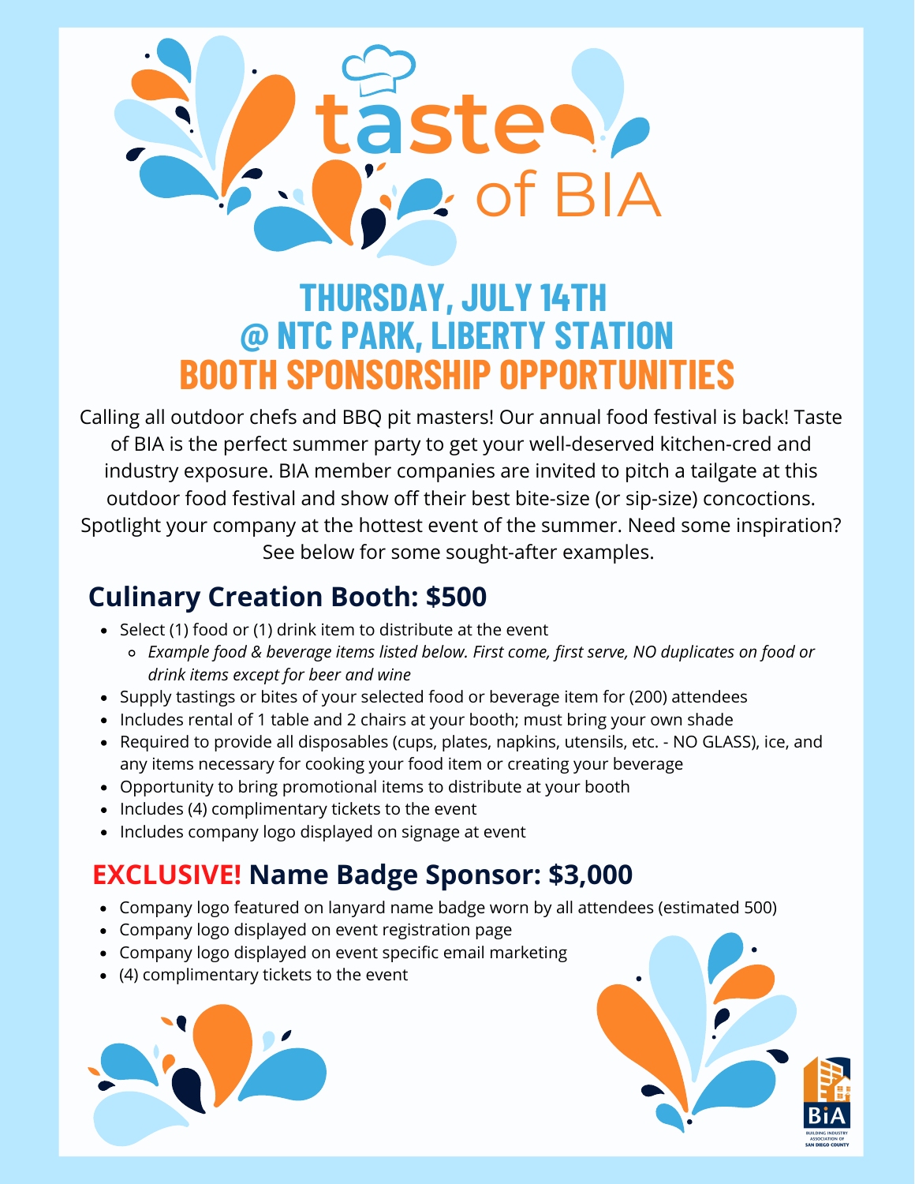# taste of BIA

## THURSDAY, JULY 14TH
## @ NTC PARK, LIBERTY STATION
## BOOTH SPONSORSHIP OPPORTUNITIES

Calling all outdoor chefs and BBQ pit masters! Our annual food festival is back! Taste of BIA is the perfect summer party to get your well-deserved kitchen-cred and industry exposure. BIA member companies are invited to pitch a tailgate at this outdoor food festival and show off their best bite-size (or sip-size) concoctions. Spotlight your company at the hottest event of the summer. Need some inspiration? See below for some sought-after examples.

### Culinary Creation Booth: $500

- Select (1) food or (1) drink item to distribute at the event
  - *Example food & beverage items listed below. First come, first serve, NO duplicates on food or drink items except for beer and wine*
- Supply tastings or bites of your selected food or beverage item for (200) attendees
- Includes rental of 1 table and 2 chairs at your booth; must bring your own shade
- Required to provide all disposables (cups, plates, napkins, utensils, etc. - NO GLASS), ice, and any items necessary for cooking your food item or creating your beverage
- Opportunity to bring promotional items to distribute at your booth
- Includes (4) complimentary tickets to the event
- Includes company logo displayed on signage at event

### EXCLUSIVE! Name Badge Sponsor: $3,000

- Company logo featured on lanyard name badge worn by all attendees (estimated 500)
- Company logo displayed on event registration page
- Company logo displayed on event specific email marketing
- (4) complimentary tickets to the event

BIA
BUILDING INDUSTRY ASSOCIATION OF SAN DIEGO COUNTY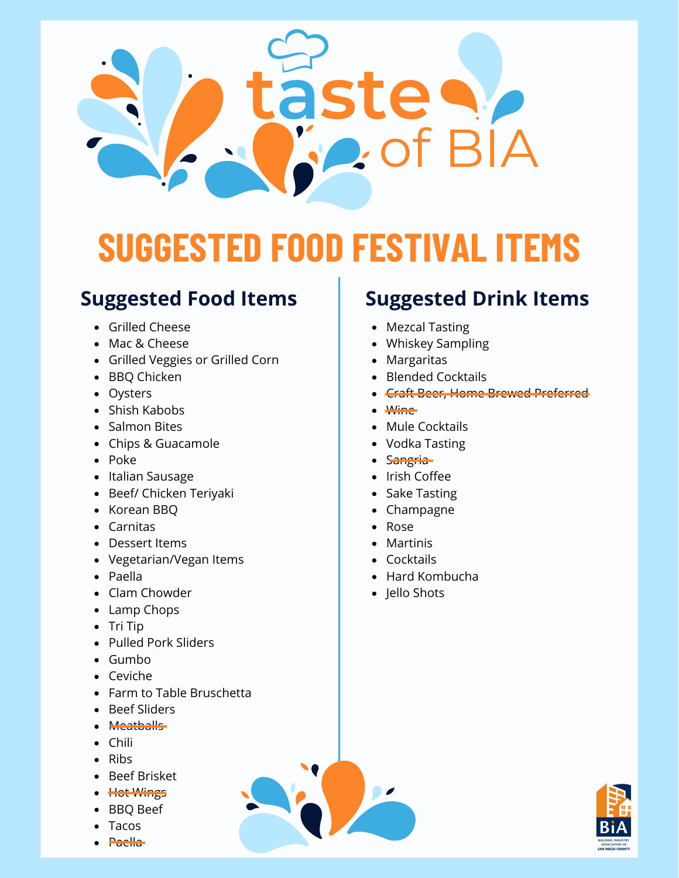# taste of BIA

## SUGGESTED FOOD FESTIVAL ITEMS

### Suggested Food Items

- Grilled Cheese
- Mac & Cheese
- Grilled Veggies or Grilled Corn
- BBQ Chicken
- Oysters
- Shish Kabobs
- Salmon Bites
- Chips & Guacamole
- Poke
- Italian Sausage
- Beef/ Chicken Teriyaki
- Korean BBQ
- Carnitas
- Dessert Items
- Vegetarian/Vegan Items
- Paella
- Clam Chowder
- Lamp Chops
- Tri Tip
- Pulled Pork Sliders
- Gumbo
- Ceviche
- Farm to Table Bruschetta
- Beef Sliders
- ~~Meatballs~~
- Chili
- Ribs
- Beef Brisket
- ~~Hot Wings~~
- BBQ Beef
- Tacos
- ~~Paella~~

### Suggested Drink Items

- Mezcal Tasting
- Whiskey Sampling
- Margaritas
- Blended Cocktails
- ~~Craft Beer, Home Brewed Preferred~~
- ~~Wine~~
- Mule Cocktails
- Vodka Tasting
- ~~Sangria~~
- Irish Coffee
- Sake Tasting
- Champagne
- Rose
- Martinis
- Cocktails
- Hard Kombucha
- Jello Shots

BIA BUILDING INDUSTRY ASSOCIATION OF SAN DIEGO COUNTY